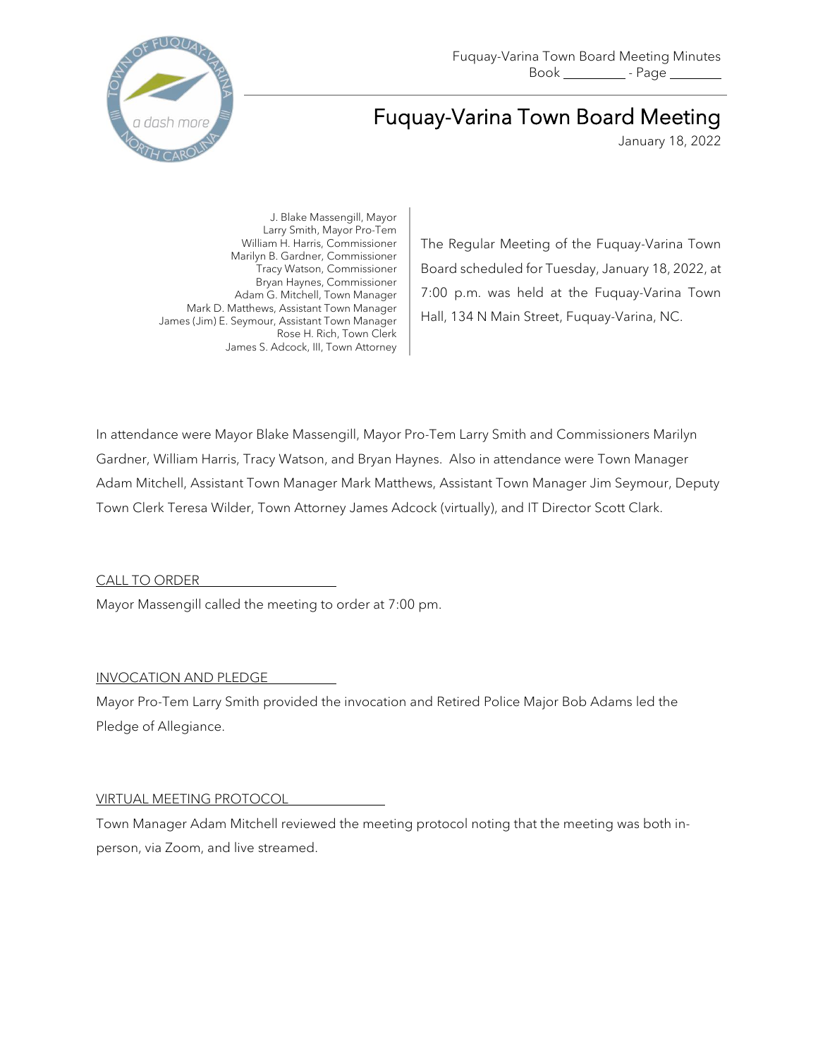Fuquay-Varina Town Board Meeting Minutes
Book _________ - Page ________

# Fuquay-Varina Town Board Meeting

January 18, 2022

J. Blake Massengill, Mayor
Larry Smith, Mayor Pro-Tem
William H. Harris, Commissioner
Marilyn B. Gardner, Commissioner
Tracy Watson, Commissioner
Bryan Haynes, Commissioner
Adam G. Mitchell, Town Manager
Mark D. Matthews, Assistant Town Manager
James (Jim) E. Seymour, Assistant Town Manager
Rose H. Rich, Town Clerk
James S. Adcock, III, Town Attorney

The Regular Meeting of the Fuquay-Varina Town Board scheduled for Tuesday, January 18, 2022, at 7:00 p.m. was held at the Fuquay-Varina Town Hall, 134 N Main Street, Fuquay-Varina, NC.

In attendance were Mayor Blake Massengill, Mayor Pro-Tem Larry Smith and Commissioners Marilyn Gardner, William Harris, Tracy Watson, and Bryan Haynes. Also in attendance were Town Manager Adam Mitchell, Assistant Town Manager Mark Matthews, Assistant Town Manager Jim Seymour, Deputy Town Clerk Teresa Wilder, Town Attorney James Adcock (virtually), and IT Director Scott Clark.

## CALL TO ORDER

Mayor Massengill called the meeting to order at 7:00 pm.

## INVOCATION AND PLEDGE

Mayor Pro-Tem Larry Smith provided the invocation and Retired Police Major Bob Adams led the Pledge of Allegiance.

## VIRTUAL MEETING PROTOCOL

Town Manager Adam Mitchell reviewed the meeting protocol noting that the meeting was both in-person, via Zoom, and live streamed.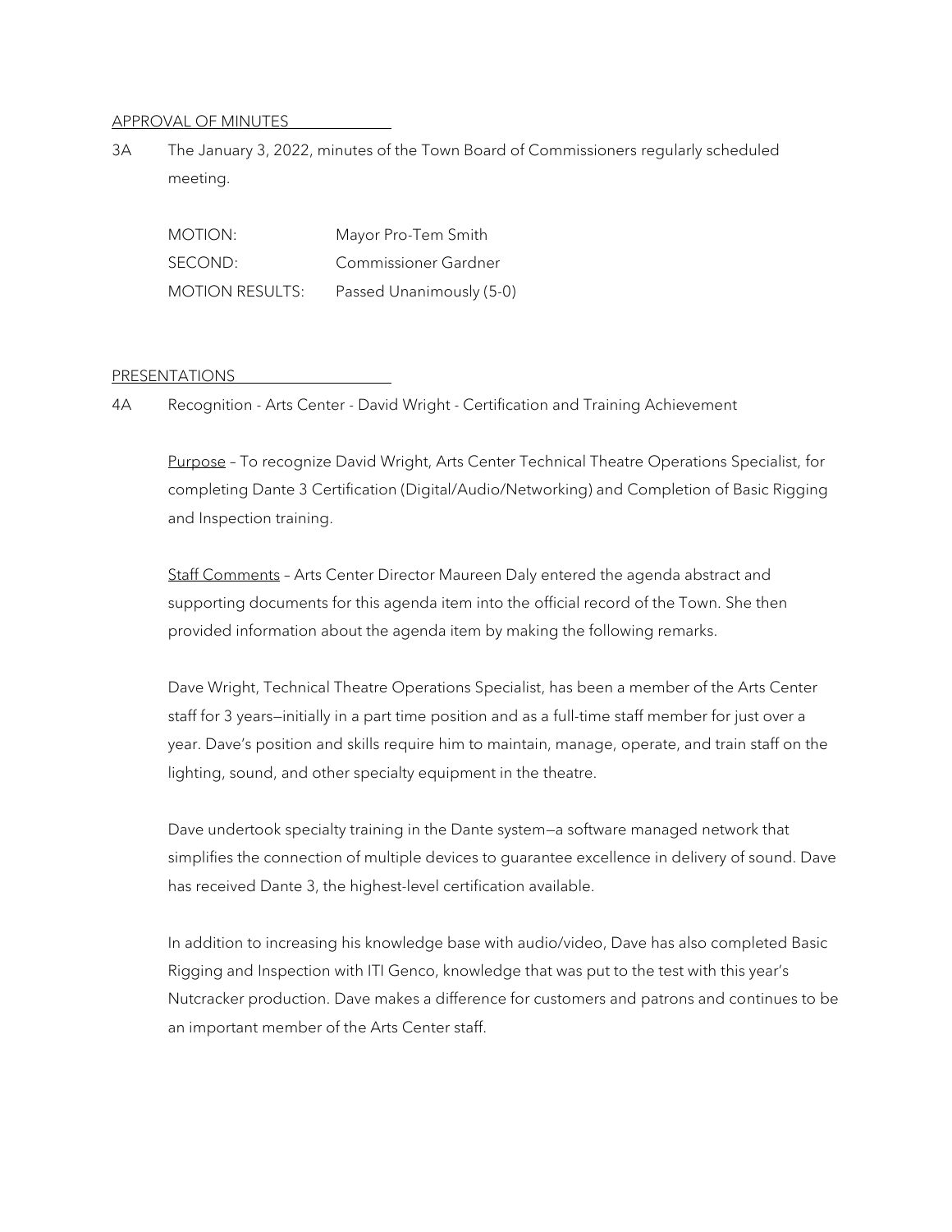## APPROVAL OF MINUTES

3A The January 3, 2022, minutes of the Town Board of Commissioners regularly scheduled meeting.

| | |
|---|---|
| MOTION: | Mayor Pro-Tem Smith |
| SECOND: | Commissioner Gardner |
| MOTION RESULTS: | Passed Unanimously (5-0) |

## PRESENTATIONS

4A Recognition - Arts Center - David Wright - Certification and Training Achievement

Purpose – To recognize David Wright, Arts Center Technical Theatre Operations Specialist, for completing Dante 3 Certification (Digital/Audio/Networking) and Completion of Basic Rigging and Inspection training.

Staff Comments – Arts Center Director Maureen Daly entered the agenda abstract and supporting documents for this agenda item into the official record of the Town. She then provided information about the agenda item by making the following remarks.

Dave Wright, Technical Theatre Operations Specialist, has been a member of the Arts Center staff for 3 years—initially in a part time position and as a full-time staff member for just over a year. Dave's position and skills require him to maintain, manage, operate, and train staff on the lighting, sound, and other specialty equipment in the theatre.

Dave undertook specialty training in the Dante system—a software managed network that simplifies the connection of multiple devices to guarantee excellence in delivery of sound. Dave has received Dante 3, the highest-level certification available.

In addition to increasing his knowledge base with audio/video, Dave has also completed Basic Rigging and Inspection with ITI Genco, knowledge that was put to the test with this year's Nutcracker production. Dave makes a difference for customers and patrons and continues to be an important member of the Arts Center staff.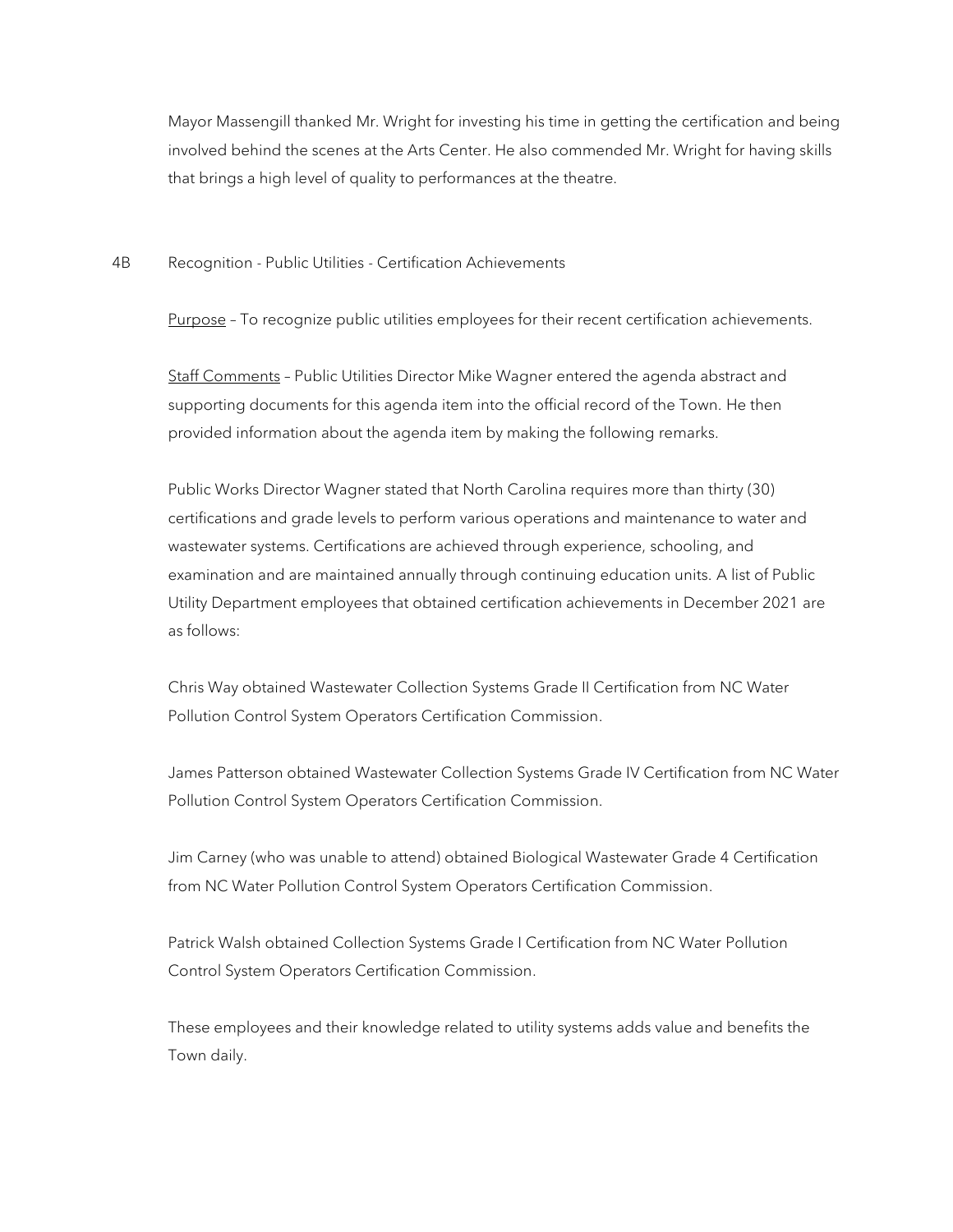Mayor Massengill thanked Mr. Wright for investing his time in getting the certification and being involved behind the scenes at the Arts Center. He also commended Mr. Wright for having skills that brings a high level of quality to performances at the theatre.

4B Recognition - Public Utilities - Certification Achievements

Purpose – To recognize public utilities employees for their recent certification achievements.

Staff Comments – Public Utilities Director Mike Wagner entered the agenda abstract and supporting documents for this agenda item into the official record of the Town. He then provided information about the agenda item by making the following remarks.

Public Works Director Wagner stated that North Carolina requires more than thirty (30) certifications and grade levels to perform various operations and maintenance to water and wastewater systems. Certifications are achieved through experience, schooling, and examination and are maintained annually through continuing education units. A list of Public Utility Department employees that obtained certification achievements in December 2021 are as follows:

Chris Way obtained Wastewater Collection Systems Grade II Certification from NC Water Pollution Control System Operators Certification Commission.

James Patterson obtained Wastewater Collection Systems Grade IV Certification from NC Water Pollution Control System Operators Certification Commission.

Jim Carney (who was unable to attend) obtained Biological Wastewater Grade 4 Certification from NC Water Pollution Control System Operators Certification Commission.

Patrick Walsh obtained Collection Systems Grade I Certification from NC Water Pollution Control System Operators Certification Commission.

These employees and their knowledge related to utility systems adds value and benefits the Town daily.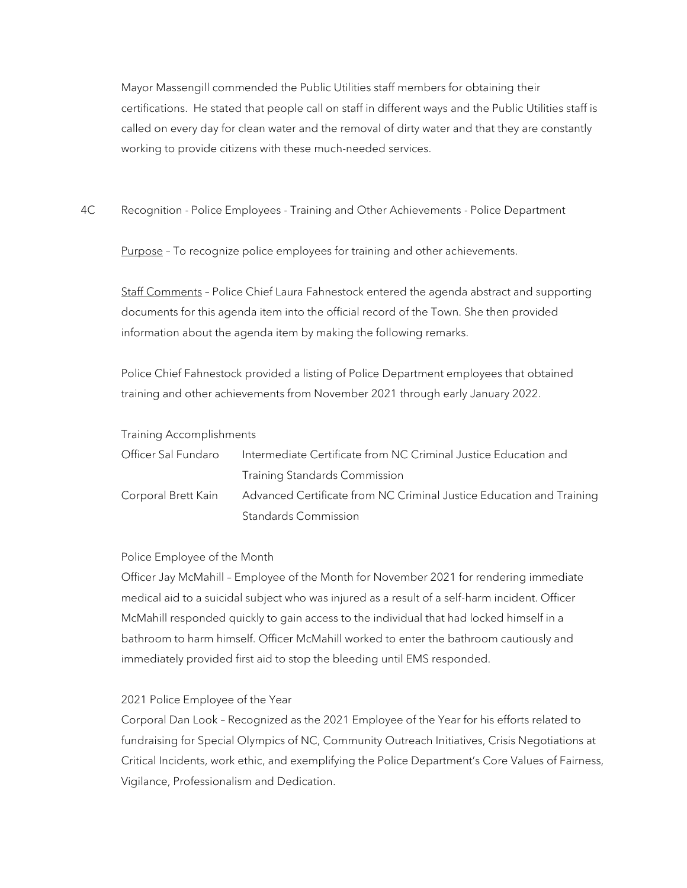Mayor Massengill commended the Public Utilities staff members for obtaining their certifications. He stated that people call on staff in different ways and the Public Utilities staff is called on every day for clean water and the removal of dirty water and that they are constantly working to provide citizens with these much-needed services.

4C Recognition - Police Employees - Training and Other Achievements - Police Department

Purpose – To recognize police employees for training and other achievements.

Staff Comments – Police Chief Laura Fahnestock entered the agenda abstract and supporting documents for this agenda item into the official record of the Town. She then provided information about the agenda item by making the following remarks.

Police Chief Fahnestock provided a listing of Police Department employees that obtained training and other achievements from November 2021 through early January 2022.

Training Accomplishments

| | |
|---|---|
| Officer Sal Fundaro | Intermediate Certificate from NC Criminal Justice Education and Training Standards Commission |
| Corporal Brett Kain | Advanced Certificate from NC Criminal Justice Education and Training Standards Commission |

Police Employee of the Month

Officer Jay McMahill – Employee of the Month for November 2021 for rendering immediate medical aid to a suicidal subject who was injured as a result of a self-harm incident. Officer McMahill responded quickly to gain access to the individual that had locked himself in a bathroom to harm himself. Officer McMahill worked to enter the bathroom cautiously and immediately provided first aid to stop the bleeding until EMS responded.

2021 Police Employee of the Year

Corporal Dan Look – Recognized as the 2021 Employee of the Year for his efforts related to fundraising for Special Olympics of NC, Community Outreach Initiatives, Crisis Negotiations at Critical Incidents, work ethic, and exemplifying the Police Department's Core Values of Fairness, Vigilance, Professionalism and Dedication.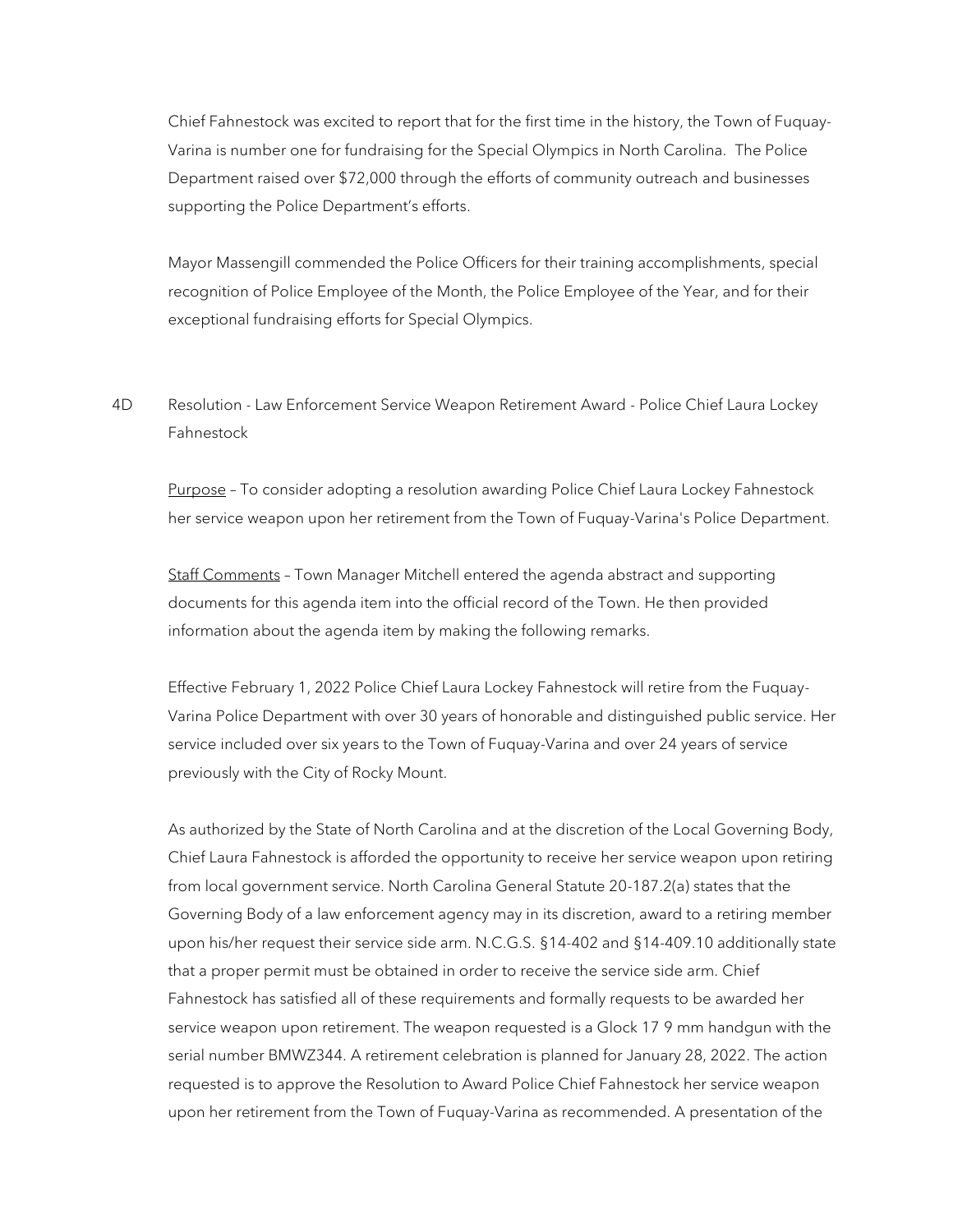Chief Fahnestock was excited to report that for the first time in the history, the Town of Fuquay-Varina is number one for fundraising for the Special Olympics in North Carolina. The Police Department raised over $72,000 through the efforts of community outreach and businesses supporting the Police Department's efforts.

Mayor Massengill commended the Police Officers for their training accomplishments, special recognition of Police Employee of the Month, the Police Employee of the Year, and for their exceptional fundraising efforts for Special Olympics.

4D Resolution - Law Enforcement Service Weapon Retirement Award - Police Chief Laura Lockey Fahnestock

Purpose – To consider adopting a resolution awarding Police Chief Laura Lockey Fahnestock her service weapon upon her retirement from the Town of Fuquay-Varina's Police Department.

Staff Comments – Town Manager Mitchell entered the agenda abstract and supporting documents for this agenda item into the official record of the Town. He then provided information about the agenda item by making the following remarks.

Effective February 1, 2022 Police Chief Laura Lockey Fahnestock will retire from the Fuquay-Varina Police Department with over 30 years of honorable and distinguished public service. Her service included over six years to the Town of Fuquay-Varina and over 24 years of service previously with the City of Rocky Mount.

As authorized by the State of North Carolina and at the discretion of the Local Governing Body, Chief Laura Fahnestock is afforded the opportunity to receive her service weapon upon retiring from local government service. North Carolina General Statute 20-187.2(a) states that the Governing Body of a law enforcement agency may in its discretion, award to a retiring member upon his/her request their service side arm. N.C.G.S. §14-402 and §14-409.10 additionally state that a proper permit must be obtained in order to receive the service side arm. Chief Fahnestock has satisfied all of these requirements and formally requests to be awarded her service weapon upon retirement. The weapon requested is a Glock 17 9 mm handgun with the serial number BMWZ344. A retirement celebration is planned for January 28, 2022. The action requested is to approve the Resolution to Award Police Chief Fahnestock her service weapon upon her retirement from the Town of Fuquay-Varina as recommended. A presentation of the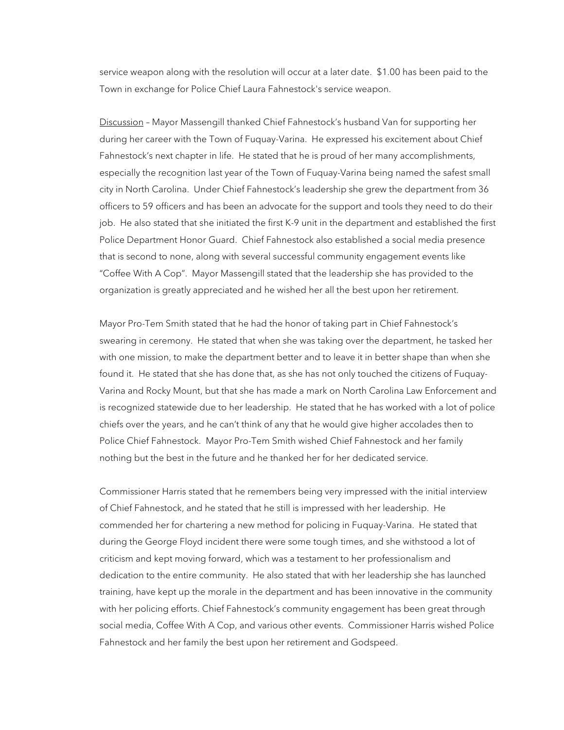service weapon along with the resolution will occur at a later date. $1.00 has been paid to the Town in exchange for Police Chief Laura Fahnestock's service weapon.

Discussion – Mayor Massengill thanked Chief Fahnestock's husband Van for supporting her during her career with the Town of Fuquay-Varina. He expressed his excitement about Chief Fahnestock's next chapter in life. He stated that he is proud of her many accomplishments, especially the recognition last year of the Town of Fuquay-Varina being named the safest small city in North Carolina. Under Chief Fahnestock's leadership she grew the department from 36 officers to 59 officers and has been an advocate for the support and tools they need to do their job. He also stated that she initiated the first K-9 unit in the department and established the first Police Department Honor Guard. Chief Fahnestock also established a social media presence that is second to none, along with several successful community engagement events like "Coffee With A Cop". Mayor Massengill stated that the leadership she has provided to the organization is greatly appreciated and he wished her all the best upon her retirement.

Mayor Pro-Tem Smith stated that he had the honor of taking part in Chief Fahnestock's swearing in ceremony. He stated that when she was taking over the department, he tasked her with one mission, to make the department better and to leave it in better shape than when she found it. He stated that she has done that, as she has not only touched the citizens of Fuquay-Varina and Rocky Mount, but that she has made a mark on North Carolina Law Enforcement and is recognized statewide due to her leadership. He stated that he has worked with a lot of police chiefs over the years, and he can't think of any that he would give higher accolades then to Police Chief Fahnestock. Mayor Pro-Tem Smith wished Chief Fahnestock and her family nothing but the best in the future and he thanked her for her dedicated service.

Commissioner Harris stated that he remembers being very impressed with the initial interview of Chief Fahnestock, and he stated that he still is impressed with her leadership. He commended her for chartering a new method for policing in Fuquay-Varina. He stated that during the George Floyd incident there were some tough times, and she withstood a lot of criticism and kept moving forward, which was a testament to her professionalism and dedication to the entire community. He also stated that with her leadership she has launched training, have kept up the morale in the department and has been innovative in the community with her policing efforts. Chief Fahnestock's community engagement has been great through social media, Coffee With A Cop, and various other events. Commissioner Harris wished Police Fahnestock and her family the best upon her retirement and Godspeed.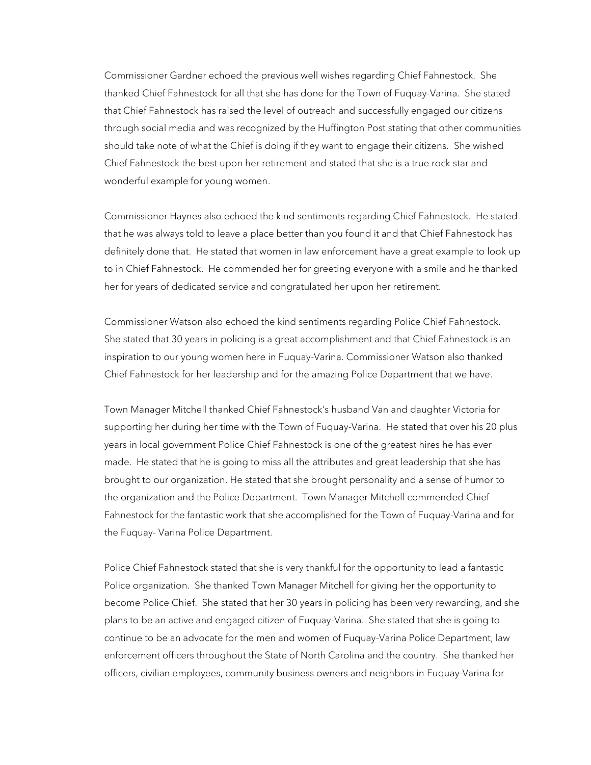Commissioner Gardner echoed the previous well wishes regarding Chief Fahnestock. She thanked Chief Fahnestock for all that she has done for the Town of Fuquay-Varina. She stated that Chief Fahnestock has raised the level of outreach and successfully engaged our citizens through social media and was recognized by the Huffington Post stating that other communities should take note of what the Chief is doing if they want to engage their citizens. She wished Chief Fahnestock the best upon her retirement and stated that she is a true rock star and wonderful example for young women.

Commissioner Haynes also echoed the kind sentiments regarding Chief Fahnestock. He stated that he was always told to leave a place better than you found it and that Chief Fahnestock has definitely done that. He stated that women in law enforcement have a great example to look up to in Chief Fahnestock. He commended her for greeting everyone with a smile and he thanked her for years of dedicated service and congratulated her upon her retirement.

Commissioner Watson also echoed the kind sentiments regarding Police Chief Fahnestock. She stated that 30 years in policing is a great accomplishment and that Chief Fahnestock is an inspiration to our young women here in Fuquay-Varina. Commissioner Watson also thanked Chief Fahnestock for her leadership and for the amazing Police Department that we have.

Town Manager Mitchell thanked Chief Fahnestock's husband Van and daughter Victoria for supporting her during her time with the Town of Fuquay-Varina. He stated that over his 20 plus years in local government Police Chief Fahnestock is one of the greatest hires he has ever made. He stated that he is going to miss all the attributes and great leadership that she has brought to our organization. He stated that she brought personality and a sense of humor to the organization and the Police Department. Town Manager Mitchell commended Chief Fahnestock for the fantastic work that she accomplished for the Town of Fuquay-Varina and for the Fuquay- Varina Police Department.

Police Chief Fahnestock stated that she is very thankful for the opportunity to lead a fantastic Police organization. She thanked Town Manager Mitchell for giving her the opportunity to become Police Chief. She stated that her 30 years in policing has been very rewarding, and she plans to be an active and engaged citizen of Fuquay-Varina. She stated that she is going to continue to be an advocate for the men and women of Fuquay-Varina Police Department, law enforcement officers throughout the State of North Carolina and the country. She thanked her officers, civilian employees, community business owners and neighbors in Fuquay-Varina for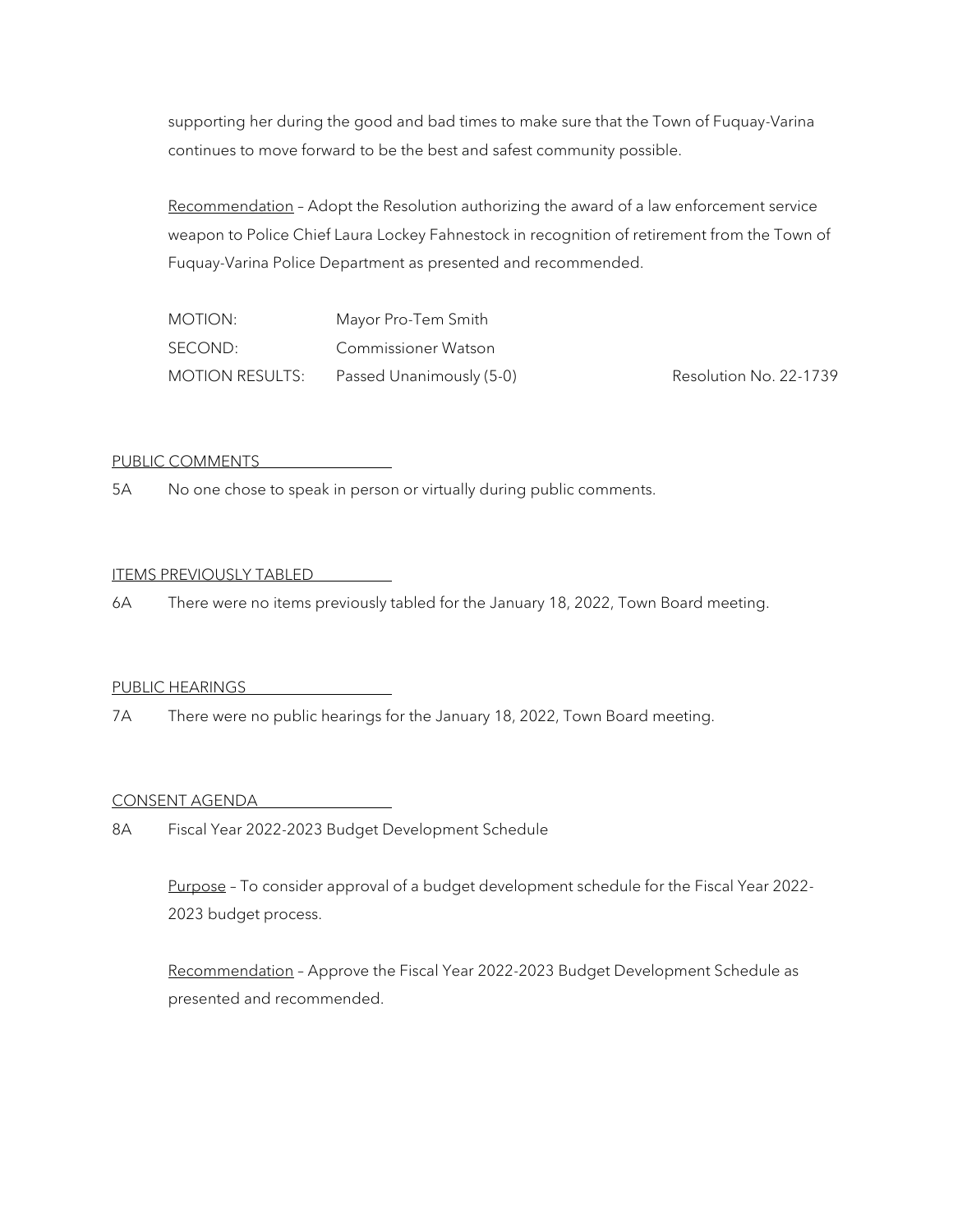supporting her during the good and bad times to make sure that the Town of Fuquay-Varina continues to move forward to be the best and safest community possible.

Recommendation – Adopt the Resolution authorizing the award of a law enforcement service weapon to Police Chief Laura Lockey Fahnestock in recognition of retirement from the Town of Fuquay-Varina Police Department as presented and recommended.

| | | |
|---|---|---|
| MOTION: | Mayor Pro-Tem Smith | |
| SECOND: | Commissioner Watson | |
| MOTION RESULTS: | Passed Unanimously (5-0) | Resolution No. 22-1739 |

PUBLIC COMMENTS

5A No one chose to speak in person or virtually during public comments.

ITEMS PREVIOUSLY TABLED

6A There were no items previously tabled for the January 18, 2022, Town Board meeting.

PUBLIC HEARINGS

7A There were no public hearings for the January 18, 2022, Town Board meeting.

CONSENT AGENDA

8A Fiscal Year 2022-2023 Budget Development Schedule

Purpose – To consider approval of a budget development schedule for the Fiscal Year 2022-2023 budget process.

Recommendation – Approve the Fiscal Year 2022-2023 Budget Development Schedule as presented and recommended.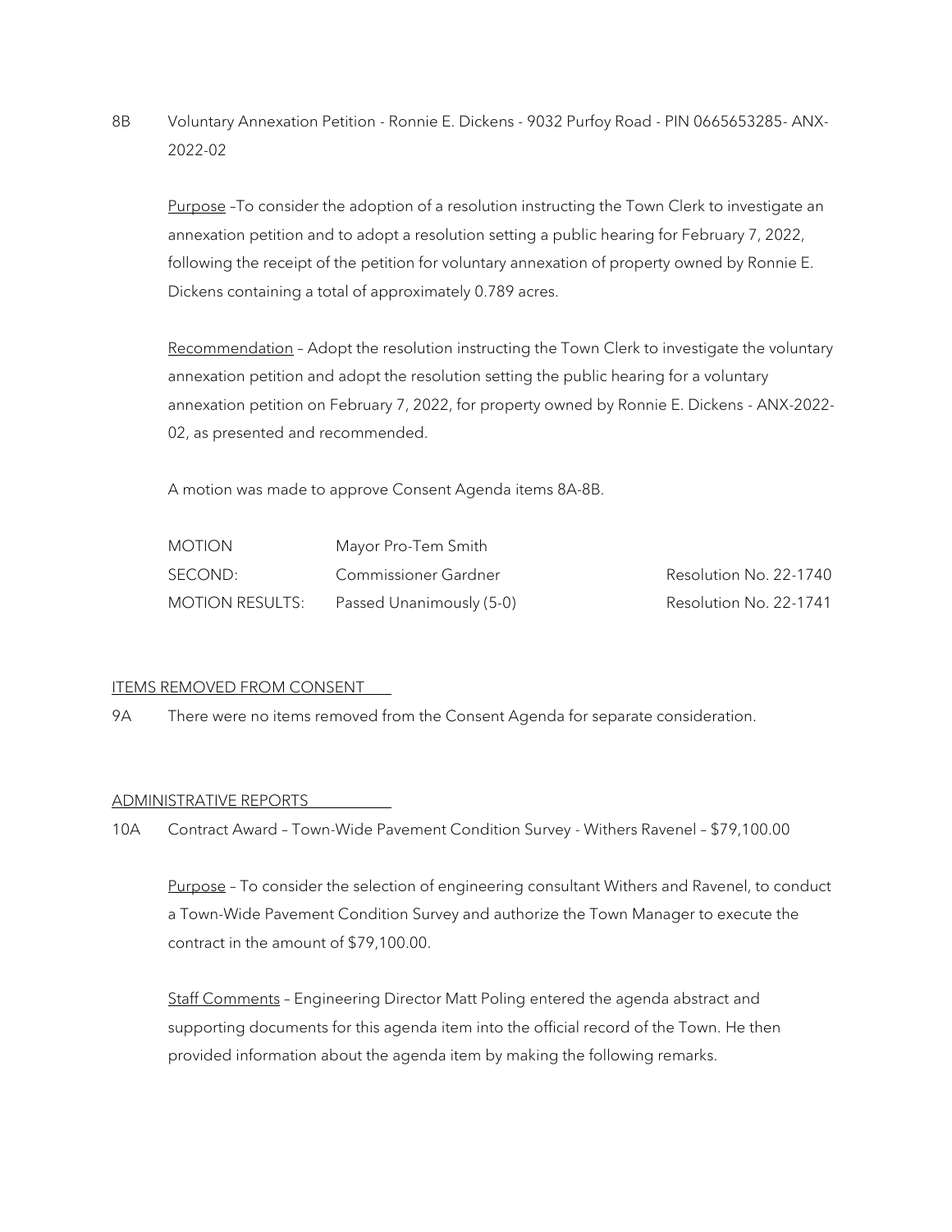8B Voluntary Annexation Petition - Ronnie E. Dickens - 9032 Purfoy Road - PIN 0665653285- ANX-2022-02

<u>Purpose</u> –To consider the adoption of a resolution instructing the Town Clerk to investigate an annexation petition and to adopt a resolution setting a public hearing for February 7, 2022, following the receipt of the petition for voluntary annexation of property owned by Ronnie E. Dickens containing a total of approximately 0.789 acres.

<u>Recommendation</u> – Adopt the resolution instructing the Town Clerk to investigate the voluntary annexation petition and adopt the resolution setting the public hearing for a voluntary annexation petition on February 7, 2022, for property owned by Ronnie E. Dickens - ANX-2022-02, as presented and recommended.

A motion was made to approve Consent Agenda items 8A-8B.

| | | |
|---|---|---|
| MOTION | Mayor Pro-Tem Smith | |
| SECOND: | Commissioner Gardner | Resolution No. 22-1740 |
| MOTION RESULTS: | Passed Unanimously (5-0) | Resolution No. 22-1741 |

## ITEMS REMOVED FROM CONSENT

9A There were no items removed from the Consent Agenda for separate consideration.

## ADMINISTRATIVE REPORTS

10A Contract Award – Town-Wide Pavement Condition Survey - Withers Ravenel – $79,100.00

<u>Purpose</u> – To consider the selection of engineering consultant Withers and Ravenel, to conduct a Town-Wide Pavement Condition Survey and authorize the Town Manager to execute the contract in the amount of $79,100.00.

<u>Staff Comments</u> – Engineering Director Matt Poling entered the agenda abstract and supporting documents for this agenda item into the official record of the Town. He then provided information about the agenda item by making the following remarks.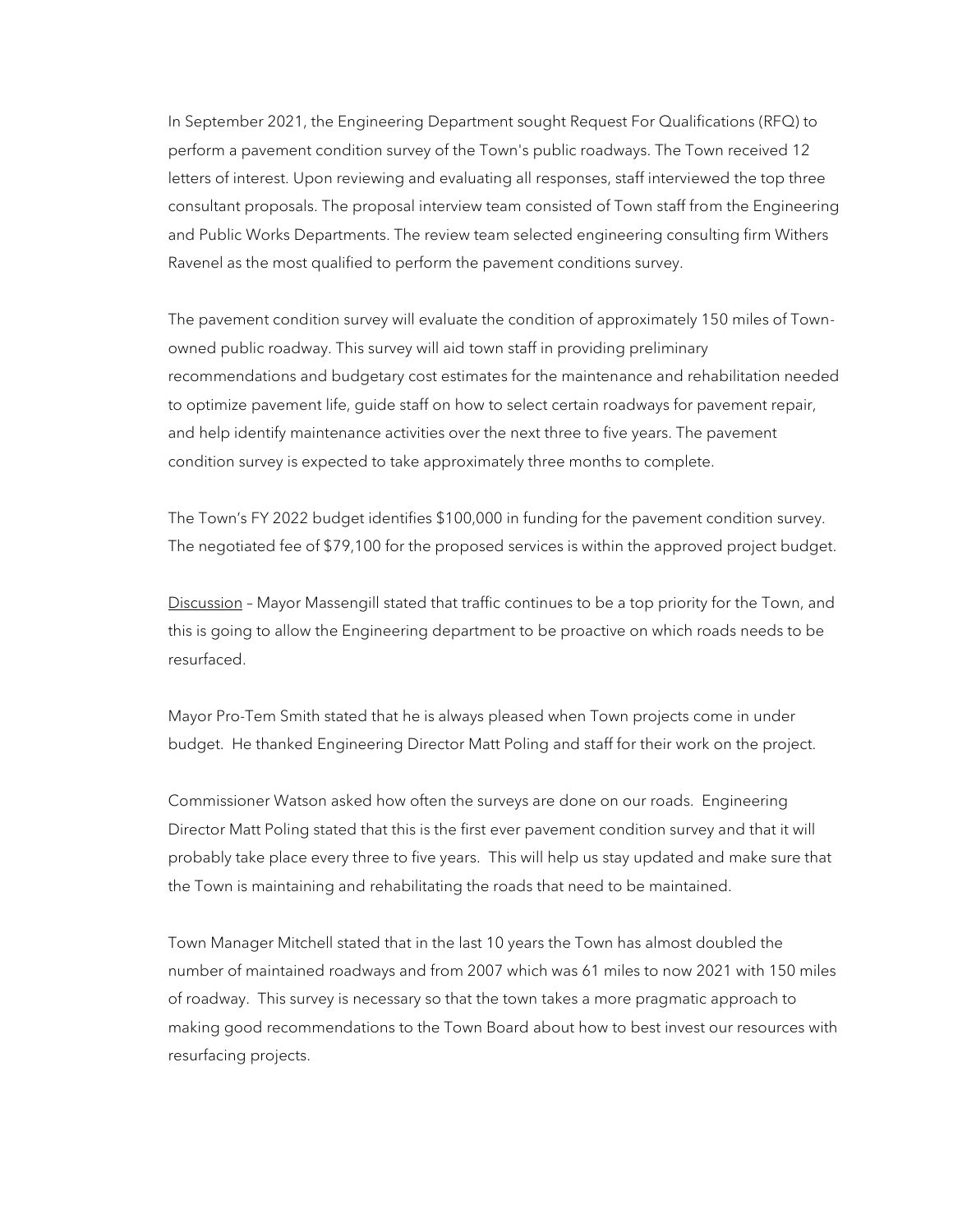In September 2021, the Engineering Department sought Request For Qualifications (RFQ) to perform a pavement condition survey of the Town's public roadways. The Town received 12 letters of interest. Upon reviewing and evaluating all responses, staff interviewed the top three consultant proposals. The proposal interview team consisted of Town staff from the Engineering and Public Works Departments. The review team selected engineering consulting firm Withers Ravenel as the most qualified to perform the pavement conditions survey.

The pavement condition survey will evaluate the condition of approximately 150 miles of Town-owned public roadway. This survey will aid town staff in providing preliminary recommendations and budgetary cost estimates for the maintenance and rehabilitation needed to optimize pavement life, guide staff on how to select certain roadways for pavement repair, and help identify maintenance activities over the next three to five years. The pavement condition survey is expected to take approximately three months to complete.

The Town's FY 2022 budget identifies $100,000 in funding for the pavement condition survey. The negotiated fee of $79,100 for the proposed services is within the approved project budget.

<u>Discussion</u> – Mayor Massengill stated that traffic continues to be a top priority for the Town, and this is going to allow the Engineering department to be proactive on which roads needs to be resurfaced.

Mayor Pro-Tem Smith stated that he is always pleased when Town projects come in under budget. He thanked Engineering Director Matt Poling and staff for their work on the project.

Commissioner Watson asked how often the surveys are done on our roads. Engineering Director Matt Poling stated that this is the first ever pavement condition survey and that it will probably take place every three to five years. This will help us stay updated and make sure that the Town is maintaining and rehabilitating the roads that need to be maintained.

Town Manager Mitchell stated that in the last 10 years the Town has almost doubled the number of maintained roadways and from 2007 which was 61 miles to now 2021 with 150 miles of roadway. This survey is necessary so that the town takes a more pragmatic approach to making good recommendations to the Town Board about how to best invest our resources with resurfacing projects.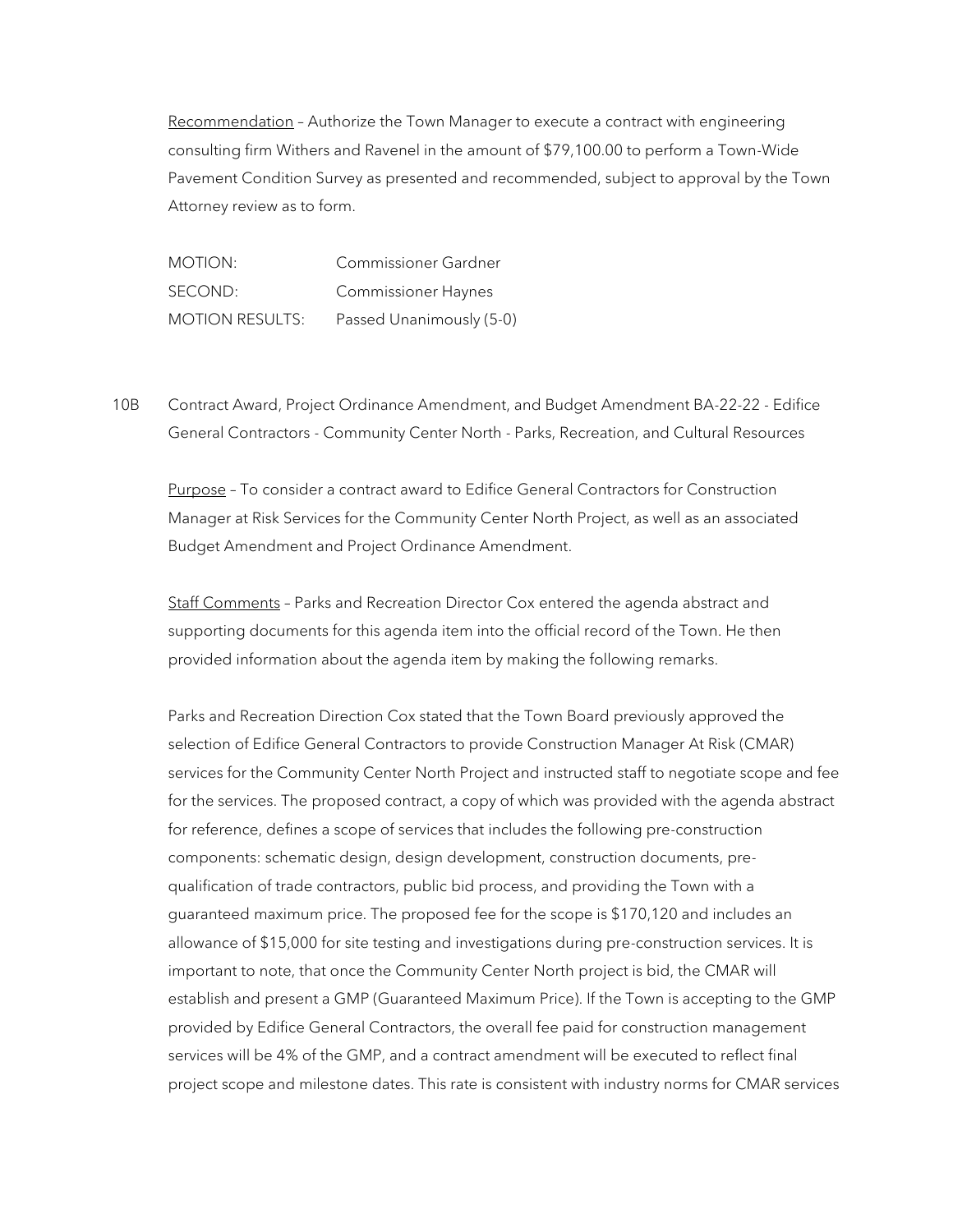Recommendation – Authorize the Town Manager to execute a contract with engineering consulting firm Withers and Ravenel in the amount of $79,100.00 to perform a Town-Wide Pavement Condition Survey as presented and recommended, subject to approval by the Town Attorney review as to form.

| | |
|---|---|
| MOTION: | Commissioner Gardner |
| SECOND: | Commissioner Haynes |
| MOTION RESULTS: | Passed Unanimously (5-0) |

10B Contract Award, Project Ordinance Amendment, and Budget Amendment BA-22-22 - Edifice General Contractors - Community Center North - Parks, Recreation, and Cultural Resources

Purpose – To consider a contract award to Edifice General Contractors for Construction Manager at Risk Services for the Community Center North Project, as well as an associated Budget Amendment and Project Ordinance Amendment.

Staff Comments – Parks and Recreation Director Cox entered the agenda abstract and supporting documents for this agenda item into the official record of the Town. He then provided information about the agenda item by making the following remarks.

Parks and Recreation Direction Cox stated that the Town Board previously approved the selection of Edifice General Contractors to provide Construction Manager At Risk (CMAR) services for the Community Center North Project and instructed staff to negotiate scope and fee for the services. The proposed contract, a copy of which was provided with the agenda abstract for reference, defines a scope of services that includes the following pre-construction components: schematic design, design development, construction documents, pre-qualification of trade contractors, public bid process, and providing the Town with a guaranteed maximum price. The proposed fee for the scope is $170,120 and includes an allowance of $15,000 for site testing and investigations during pre-construction services. It is important to note, that once the Community Center North project is bid, the CMAR will establish and present a GMP (Guaranteed Maximum Price). If the Town is accepting to the GMP provided by Edifice General Contractors, the overall fee paid for construction management services will be 4% of the GMP, and a contract amendment will be executed to reflect final project scope and milestone dates. This rate is consistent with industry norms for CMAR services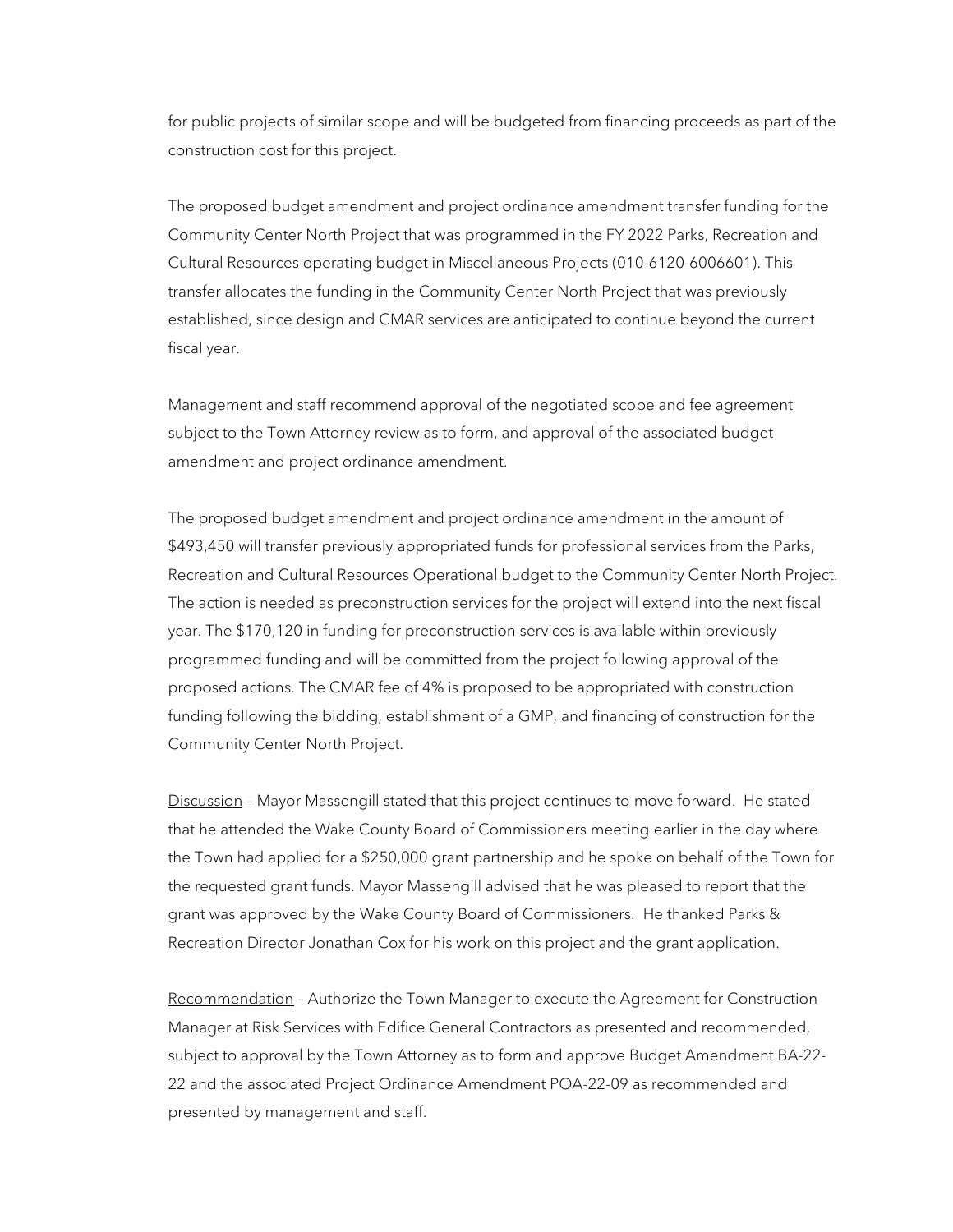for public projects of similar scope and will be budgeted from financing proceeds as part of the construction cost for this project.

The proposed budget amendment and project ordinance amendment transfer funding for the Community Center North Project that was programmed in the FY 2022 Parks, Recreation and Cultural Resources operating budget in Miscellaneous Projects (010-6120-6006601). This transfer allocates the funding in the Community Center North Project that was previously established, since design and CMAR services are anticipated to continue beyond the current fiscal year.

Management and staff recommend approval of the negotiated scope and fee agreement subject to the Town Attorney review as to form, and approval of the associated budget amendment and project ordinance amendment.

The proposed budget amendment and project ordinance amendment in the amount of $493,450 will transfer previously appropriated funds for professional services from the Parks, Recreation and Cultural Resources Operational budget to the Community Center North Project. The action is needed as preconstruction services for the project will extend into the next fiscal year. The $170,120 in funding for preconstruction services is available within previously programmed funding and will be committed from the project following approval of the proposed actions. The CMAR fee of 4% is proposed to be appropriated with construction funding following the bidding, establishment of a GMP, and financing of construction for the Community Center North Project.

<u>Discussion</u> – Mayor Massengill stated that this project continues to move forward. He stated that he attended the Wake County Board of Commissioners meeting earlier in the day where the Town had applied for a $250,000 grant partnership and he spoke on behalf of the Town for the requested grant funds. Mayor Massengill advised that he was pleased to report that the grant was approved by the Wake County Board of Commissioners. He thanked Parks & Recreation Director Jonathan Cox for his work on this project and the grant application.

<u>Recommendation</u> – Authorize the Town Manager to execute the Agreement for Construction Manager at Risk Services with Edifice General Contractors as presented and recommended, subject to approval by the Town Attorney as to form and approve Budget Amendment BA-22-22 and the associated Project Ordinance Amendment POA-22-09 as recommended and presented by management and staff.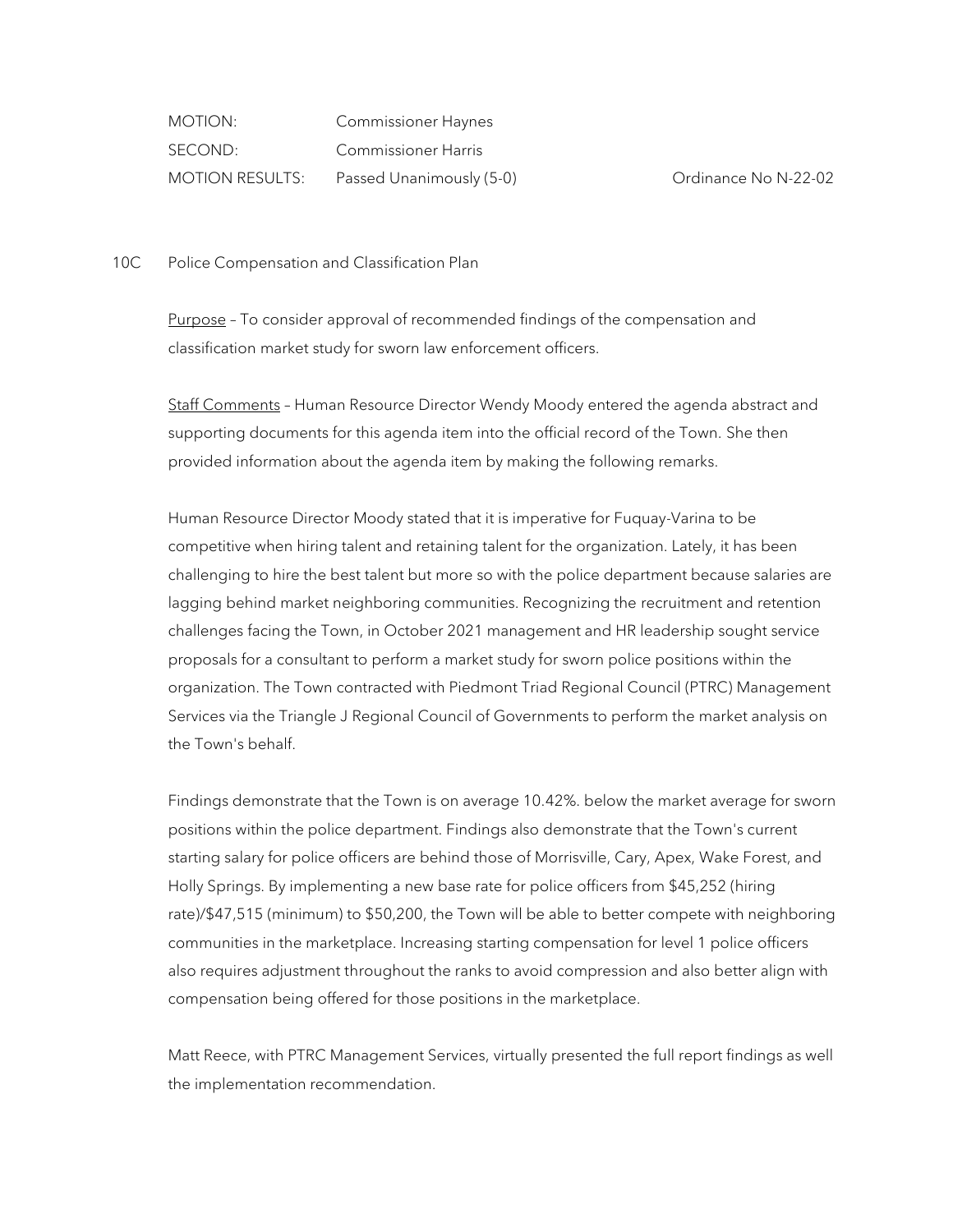MOTION: Commissioner Haynes
SECOND: Commissioner Harris
MOTION RESULTS: Passed Unanimously (5-0) Ordinance No N-22-02

10C Police Compensation and Classification Plan

Purpose – To consider approval of recommended findings of the compensation and classification market study for sworn law enforcement officers.

Staff Comments – Human Resource Director Wendy Moody entered the agenda abstract and supporting documents for this agenda item into the official record of the Town. She then provided information about the agenda item by making the following remarks.

Human Resource Director Moody stated that it is imperative for Fuquay-Varina to be competitive when hiring talent and retaining talent for the organization. Lately, it has been challenging to hire the best talent but more so with the police department because salaries are lagging behind market neighboring communities. Recognizing the recruitment and retention challenges facing the Town, in October 2021 management and HR leadership sought service proposals for a consultant to perform a market study for sworn police positions within the organization. The Town contracted with Piedmont Triad Regional Council (PTRC) Management Services via the Triangle J Regional Council of Governments to perform the market analysis on the Town's behalf.

Findings demonstrate that the Town is on average 10.42%. below the market average for sworn positions within the police department. Findings also demonstrate that the Town's current starting salary for police officers are behind those of Morrisville, Cary, Apex, Wake Forest, and Holly Springs. By implementing a new base rate for police officers from $45,252 (hiring rate)/$47,515 (minimum) to $50,200, the Town will be able to better compete with neighboring communities in the marketplace. Increasing starting compensation for level 1 police officers also requires adjustment throughout the ranks to avoid compression and also better align with compensation being offered for those positions in the marketplace.

Matt Reece, with PTRC Management Services, virtually presented the full report findings as well the implementation recommendation.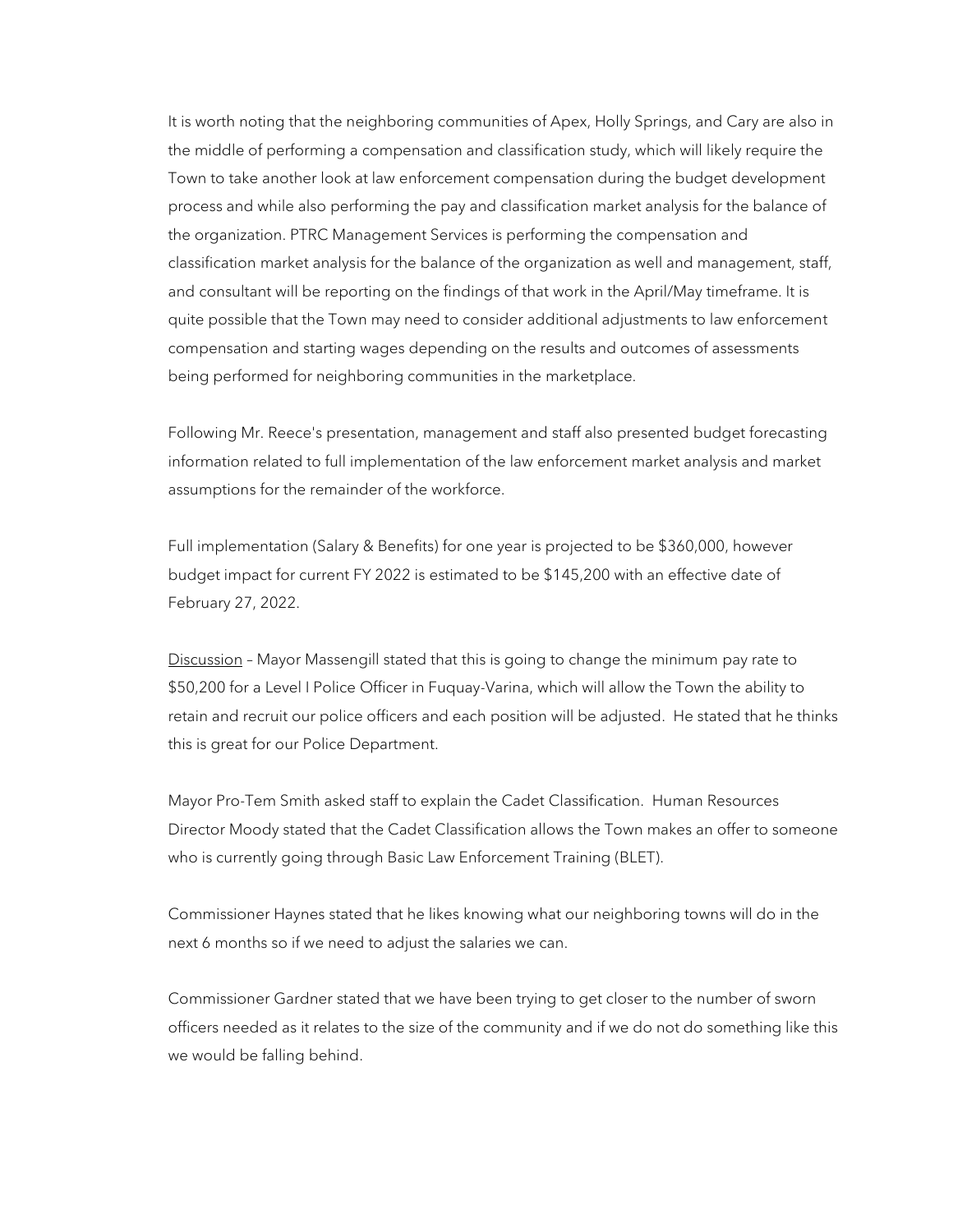It is worth noting that the neighboring communities of Apex, Holly Springs, and Cary are also in the middle of performing a compensation and classification study, which will likely require the Town to take another look at law enforcement compensation during the budget development process and while also performing the pay and classification market analysis for the balance of the organization. PTRC Management Services is performing the compensation and classification market analysis for the balance of the organization as well and management, staff, and consultant will be reporting on the findings of that work in the April/May timeframe. It is quite possible that the Town may need to consider additional adjustments to law enforcement compensation and starting wages depending on the results and outcomes of assessments being performed for neighboring communities in the marketplace.

Following Mr. Reece's presentation, management and staff also presented budget forecasting information related to full implementation of the law enforcement market analysis and market assumptions for the remainder of the workforce.

Full implementation (Salary & Benefits) for one year is projected to be $360,000, however budget impact for current FY 2022 is estimated to be $145,200 with an effective date of February 27, 2022.

<u>Discussion</u> – Mayor Massengill stated that this is going to change the minimum pay rate to $50,200 for a Level I Police Officer in Fuquay-Varina, which will allow the Town the ability to retain and recruit our police officers and each position will be adjusted. He stated that he thinks this is great for our Police Department.

Mayor Pro-Tem Smith asked staff to explain the Cadet Classification. Human Resources Director Moody stated that the Cadet Classification allows the Town makes an offer to someone who is currently going through Basic Law Enforcement Training (BLET).

Commissioner Haynes stated that he likes knowing what our neighboring towns will do in the next 6 months so if we need to adjust the salaries we can.

Commissioner Gardner stated that we have been trying to get closer to the number of sworn officers needed as it relates to the size of the community and if we do not do something like this we would be falling behind.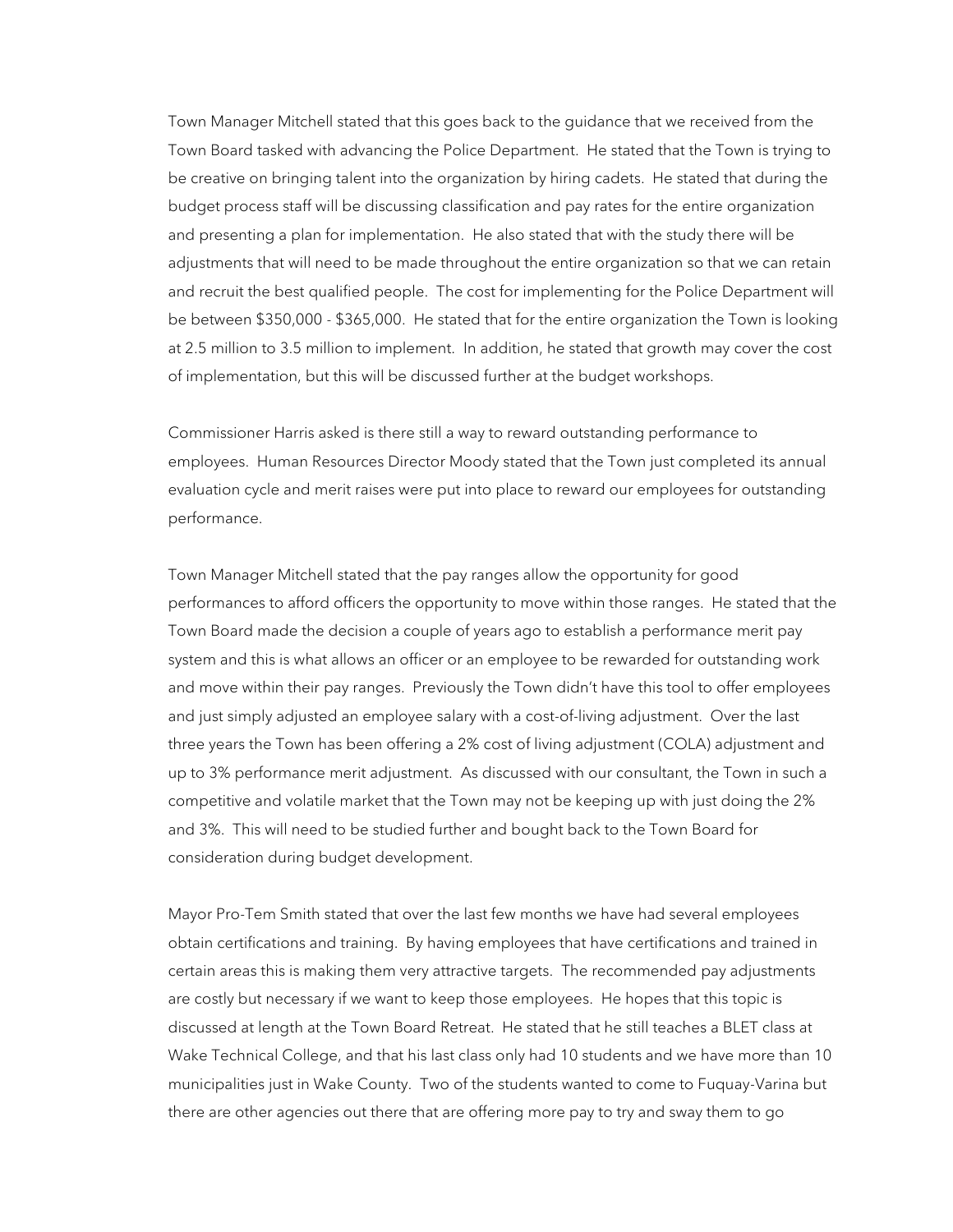Town Manager Mitchell stated that this goes back to the guidance that we received from the Town Board tasked with advancing the Police Department. He stated that the Town is trying to be creative on bringing talent into the organization by hiring cadets. He stated that during the budget process staff will be discussing classification and pay rates for the entire organization and presenting a plan for implementation. He also stated that with the study there will be adjustments that will need to be made throughout the entire organization so that we can retain and recruit the best qualified people. The cost for implementing for the Police Department will be between $350,000 - $365,000. He stated that for the entire organization the Town is looking at 2.5 million to 3.5 million to implement. In addition, he stated that growth may cover the cost of implementation, but this will be discussed further at the budget workshops.

Commissioner Harris asked is there still a way to reward outstanding performance to employees. Human Resources Director Moody stated that the Town just completed its annual evaluation cycle and merit raises were put into place to reward our employees for outstanding performance.

Town Manager Mitchell stated that the pay ranges allow the opportunity for good performances to afford officers the opportunity to move within those ranges. He stated that the Town Board made the decision a couple of years ago to establish a performance merit pay system and this is what allows an officer or an employee to be rewarded for outstanding work and move within their pay ranges. Previously the Town didn't have this tool to offer employees and just simply adjusted an employee salary with a cost-of-living adjustment. Over the last three years the Town has been offering a 2% cost of living adjustment (COLA) adjustment and up to 3% performance merit adjustment. As discussed with our consultant, the Town in such a competitive and volatile market that the Town may not be keeping up with just doing the 2% and 3%. This will need to be studied further and bought back to the Town Board for consideration during budget development.

Mayor Pro-Tem Smith stated that over the last few months we have had several employees obtain certifications and training. By having employees that have certifications and trained in certain areas this is making them very attractive targets. The recommended pay adjustments are costly but necessary if we want to keep those employees. He hopes that this topic is discussed at length at the Town Board Retreat. He stated that he still teaches a BLET class at Wake Technical College, and that his last class only had 10 students and we have more than 10 municipalities just in Wake County. Two of the students wanted to come to Fuquay-Varina but there are other agencies out there that are offering more pay to try and sway them to go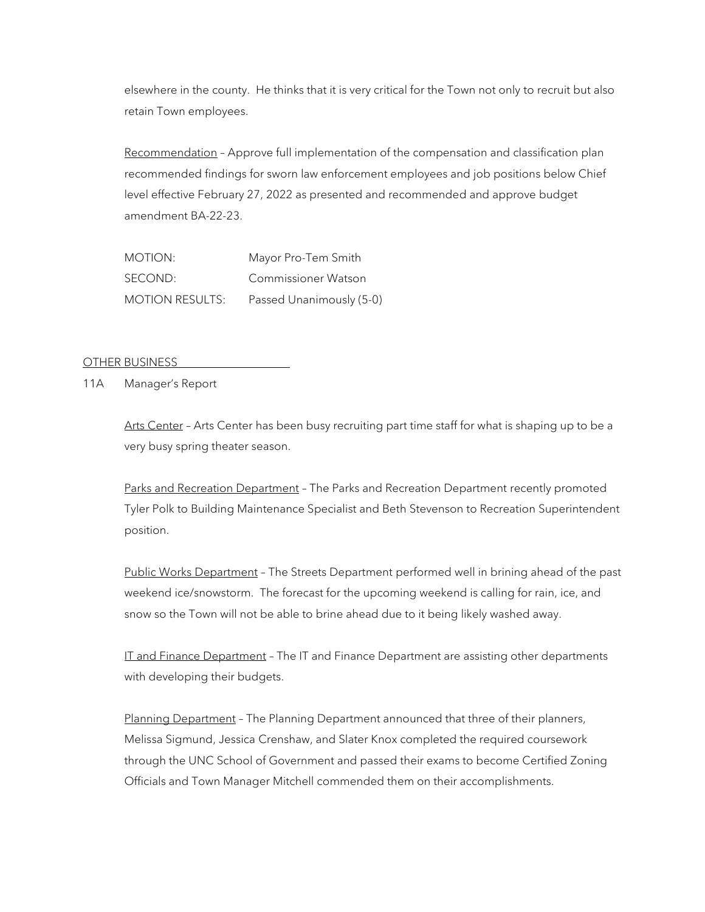elsewhere in the county. He thinks that it is very critical for the Town not only to recruit but also retain Town employees.

Recommendation – Approve full implementation of the compensation and classification plan recommended findings for sworn law enforcement employees and job positions below Chief level effective February 27, 2022 as presented and recommended and approve budget amendment BA-22-23.

MOTION: Mayor Pro-Tem Smith
SECOND: Commissioner Watson
MOTION RESULTS: Passed Unanimously (5-0)

OTHER BUSINESS

11A Manager's Report

Arts Center – Arts Center has been busy recruiting part time staff for what is shaping up to be a very busy spring theater season.

Parks and Recreation Department – The Parks and Recreation Department recently promoted Tyler Polk to Building Maintenance Specialist and Beth Stevenson to Recreation Superintendent position.

Public Works Department – The Streets Department performed well in brining ahead of the past weekend ice/snowstorm. The forecast for the upcoming weekend is calling for rain, ice, and snow so the Town will not be able to brine ahead due to it being likely washed away.

IT and Finance Department – The IT and Finance Department are assisting other departments with developing their budgets.

Planning Department – The Planning Department announced that three of their planners, Melissa Sigmund, Jessica Crenshaw, and Slater Knox completed the required coursework through the UNC School of Government and passed their exams to become Certified Zoning Officials and Town Manager Mitchell commended them on their accomplishments.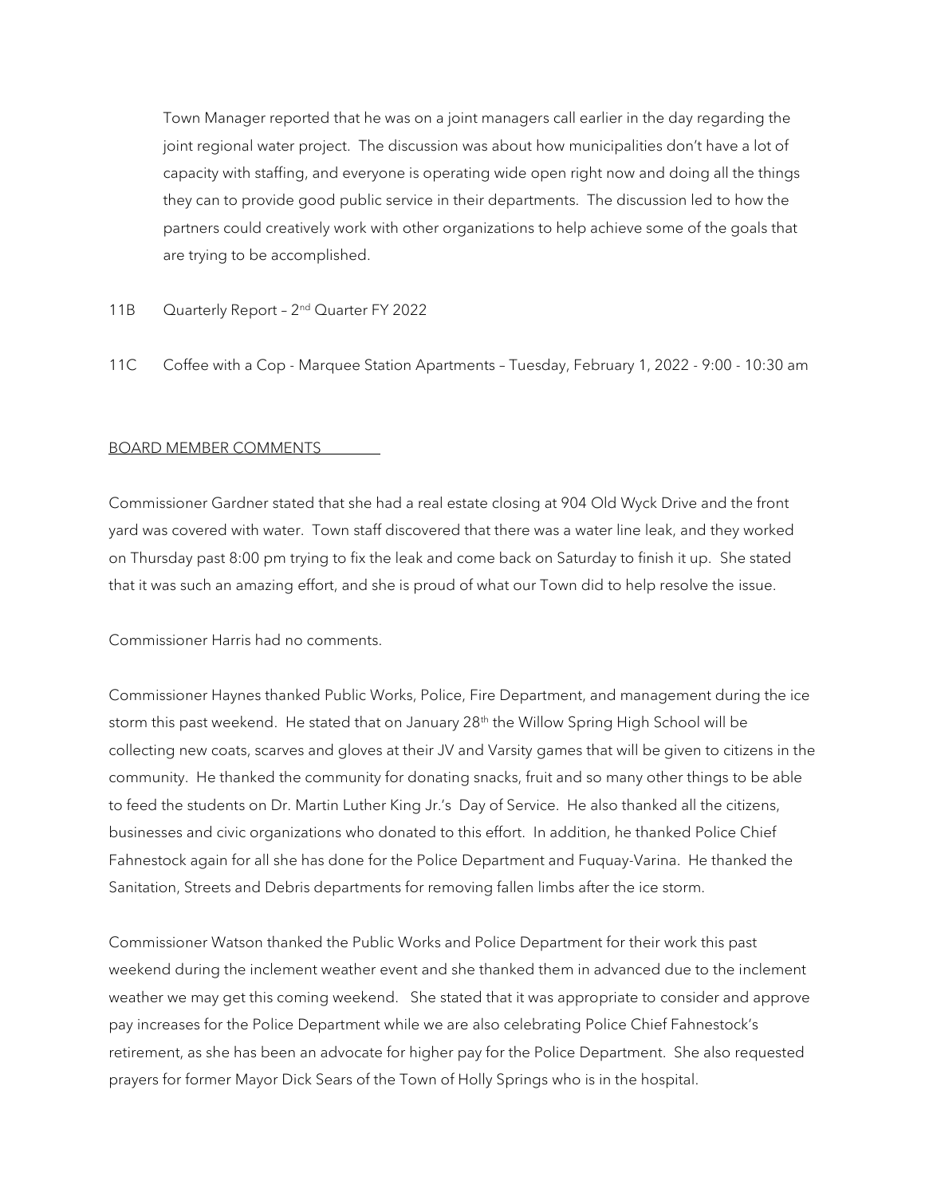Town Manager reported that he was on a joint managers call earlier in the day regarding the joint regional water project. The discussion was about how municipalities don't have a lot of capacity with staffing, and everyone is operating wide open right now and doing all the things they can to provide good public service in their departments. The discussion led to how the partners could creatively work with other organizations to help achieve some of the goals that are trying to be accomplished.

11B Quarterly Report – 2nd Quarter FY 2022

11C Coffee with a Cop - Marquee Station Apartments – Tuesday, February 1, 2022 - 9:00 - 10:30 am

BOARD MEMBER COMMENTS

Commissioner Gardner stated that she had a real estate closing at 904 Old Wyck Drive and the front yard was covered with water. Town staff discovered that there was a water line leak, and they worked on Thursday past 8:00 pm trying to fix the leak and come back on Saturday to finish it up. She stated that it was such an amazing effort, and she is proud of what our Town did to help resolve the issue.

Commissioner Harris had no comments.

Commissioner Haynes thanked Public Works, Police, Fire Department, and management during the ice storm this past weekend. He stated that on January 28th the Willow Spring High School will be collecting new coats, scarves and gloves at their JV and Varsity games that will be given to citizens in the community. He thanked the community for donating snacks, fruit and so many other things to be able to feed the students on Dr. Martin Luther King Jr.'s Day of Service. He also thanked all the citizens, businesses and civic organizations who donated to this effort. In addition, he thanked Police Chief Fahnestock again for all she has done for the Police Department and Fuquay-Varina. He thanked the Sanitation, Streets and Debris departments for removing fallen limbs after the ice storm.

Commissioner Watson thanked the Public Works and Police Department for their work this past weekend during the inclement weather event and she thanked them in advanced due to the inclement weather we may get this coming weekend. She stated that it was appropriate to consider and approve pay increases for the Police Department while we are also celebrating Police Chief Fahnestock's retirement, as she has been an advocate for higher pay for the Police Department. She also requested prayers for former Mayor Dick Sears of the Town of Holly Springs who is in the hospital.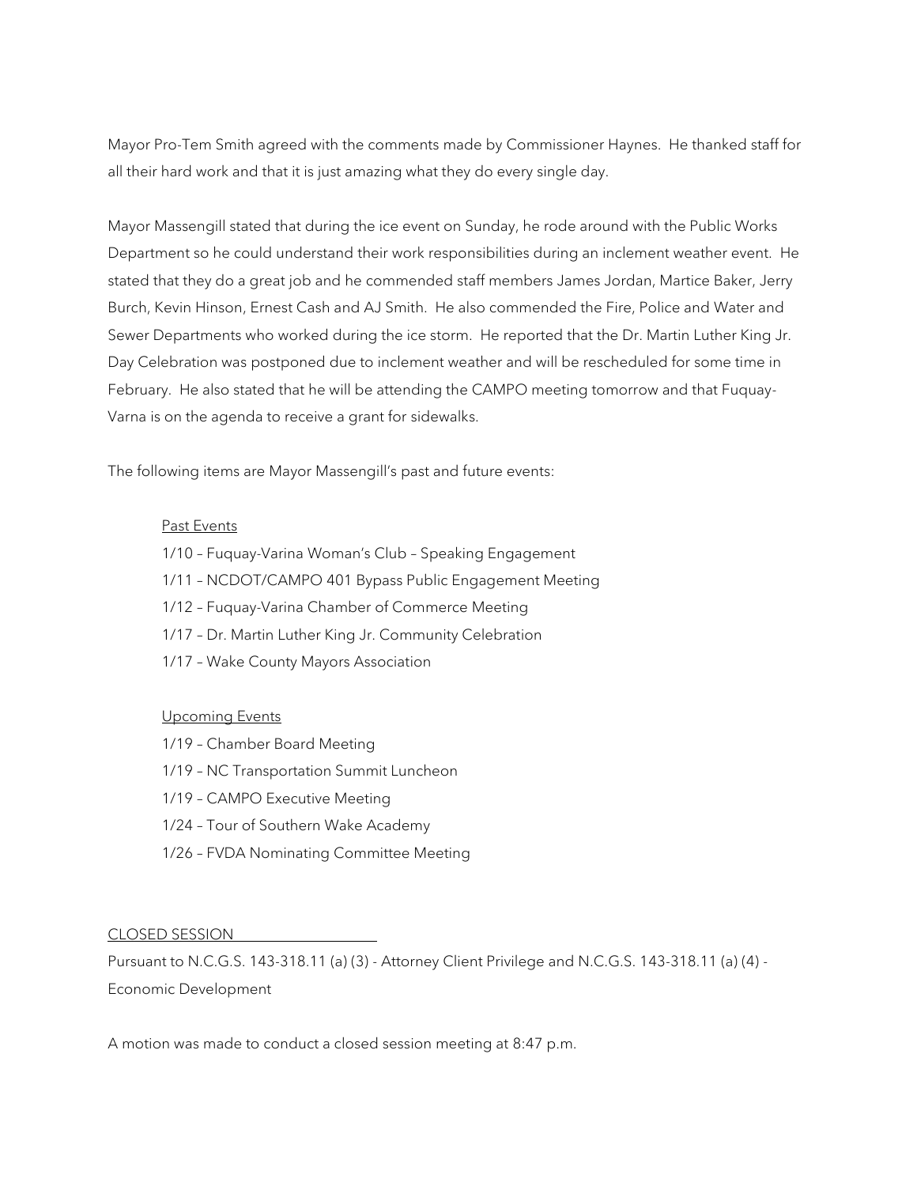Mayor Pro-Tem Smith agreed with the comments made by Commissioner Haynes. He thanked staff for all their hard work and that it is just amazing what they do every single day.

Mayor Massengill stated that during the ice event on Sunday, he rode around with the Public Works Department so he could understand their work responsibilities during an inclement weather event. He stated that they do a great job and he commended staff members James Jordan, Martice Baker, Jerry Burch, Kevin Hinson, Ernest Cash and AJ Smith. He also commended the Fire, Police and Water and Sewer Departments who worked during the ice storm. He reported that the Dr. Martin Luther King Jr. Day Celebration was postponed due to inclement weather and will be rescheduled for some time in February. He also stated that he will be attending the CAMPO meeting tomorrow and that Fuquay-Varna is on the agenda to receive a grant for sidewalks.

The following items are Mayor Massengill's past and future events:

<u>Past Events</u>

1/10 – Fuquay-Varina Woman's Club – Speaking Engagement
1/11 – NCDOT/CAMPO 401 Bypass Public Engagement Meeting
1/12 – Fuquay-Varina Chamber of Commerce Meeting
1/17 – Dr. Martin Luther King Jr. Community Celebration
1/17 – Wake County Mayors Association

<u>Upcoming Events</u>

1/19 – Chamber Board Meeting
1/19 – NC Transportation Summit Luncheon
1/19 – CAMPO Executive Meeting
1/24 – Tour of Southern Wake Academy
1/26 – FVDA Nominating Committee Meeting

<u>CLOSED SESSION</u>

Pursuant to N.C.G.S. 143-318.11 (a) (3) - Attorney Client Privilege and N.C.G.S. 143-318.11 (a) (4) - Economic Development

A motion was made to conduct a closed session meeting at 8:47 p.m.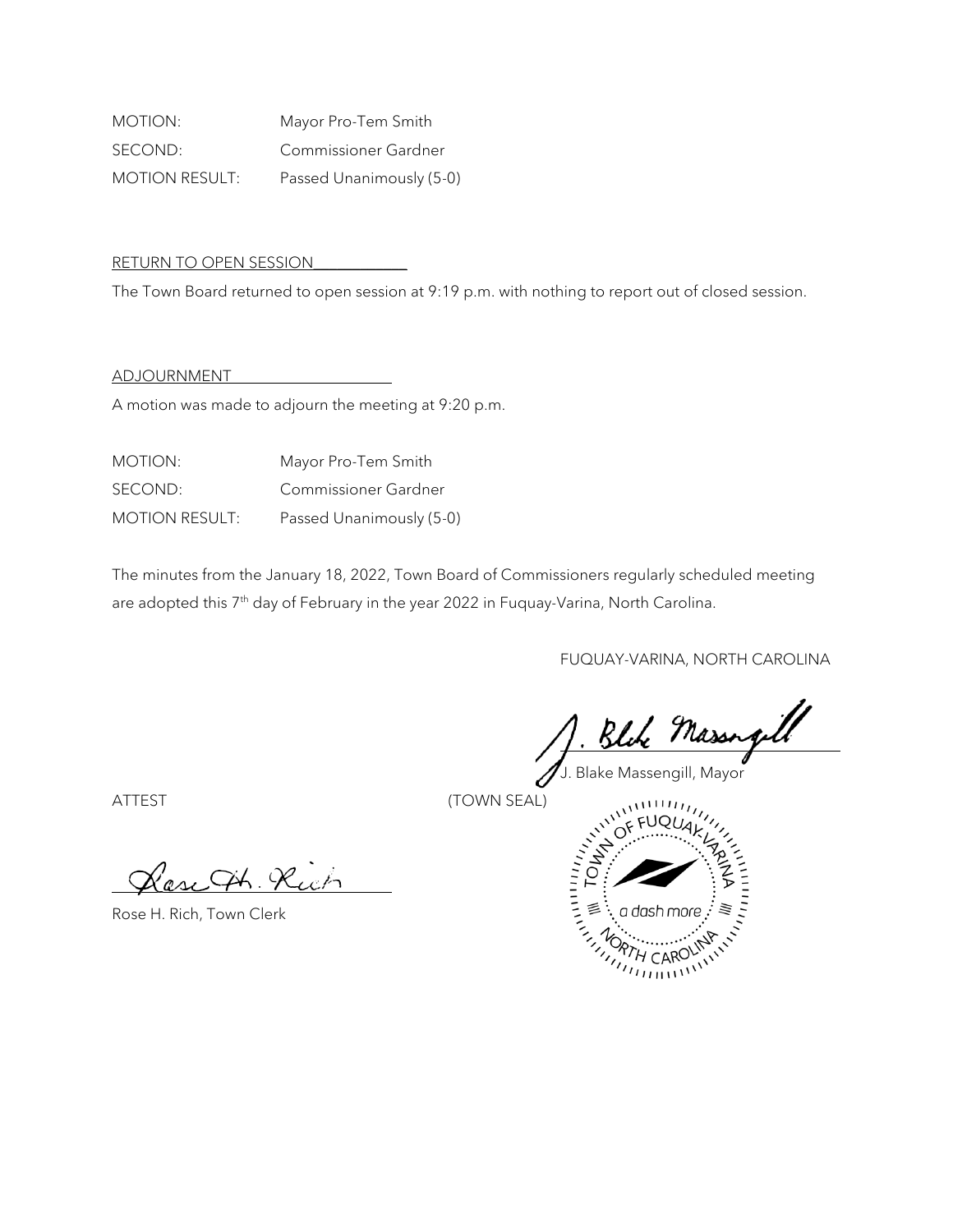| | |
|---|---|
| MOTION: | Mayor Pro-Tem Smith |
| SECOND: | Commissioner Gardner |
| MOTION RESULT: | Passed Unanimously (5-0) |

RETURN TO OPEN SESSION

The Town Board returned to open session at 9:19 p.m. with nothing to report out of closed session.

ADJOURNMENT

A motion was made to adjourn the meeting at 9:20 p.m.

| | |
|---|---|
| MOTION: | Mayor Pro-Tem Smith |
| SECOND: | Commissioner Gardner |
| MOTION RESULT: | Passed Unanimously (5-0) |

The minutes from the January 18, 2022, Town Board of Commissioners regularly scheduled meeting are adopted this 7th day of February in the year 2022 in Fuquay-Varina, North Carolina.

FUQUAY-VARINA, NORTH CAROLINA

J. Blake Massengill, Mayor

ATTEST

(TOWN SEAL)

TOWN OF FUQUAY-VARINA
a dash more
NORTH CAROLINA

Rose H. Rich, Town Clerk